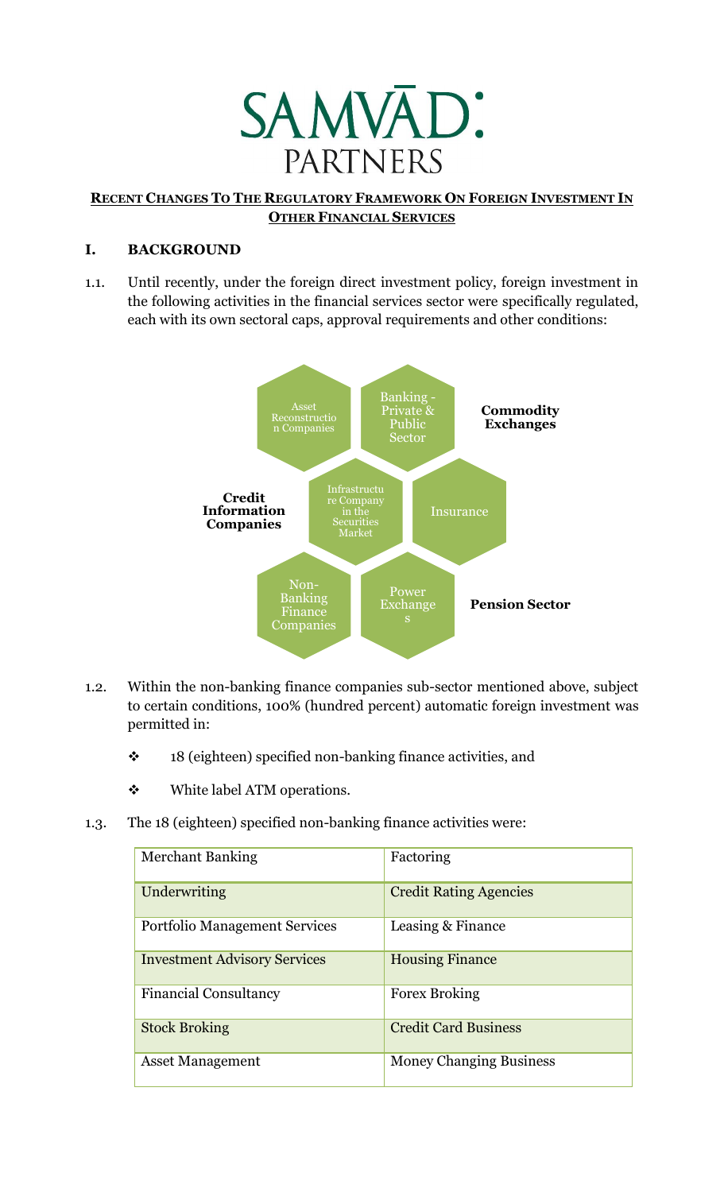# SAMVĀD: PARTNERS

## RECENT CHANGES TO THE REGULATORY FRAMEWORK ON FOREIGN INVESTMENT IN OTHER FINANCIAL SERVICES

### I. BACKGROUND

1.1. Until recently, under the foreign direct investment policy, foreign investment in the following activities in the financial services sector were specifically regulated, each with its own sectoral caps, approval requirements and other conditions:

- Asset Reconstruction Companies
- Banking - Private & Public Sector
- **Commodity Exchanges**
- **Credit Information Companies**
- Infrastructure Company in the Securities Market
- Insurance
- Non-Banking Finance Companies
- Power Exchanges
- **Pension Sector**

1.2. Within the non-banking finance companies sub-sector mentioned above, subject to certain conditions, 100% (hundred percent) automatic foreign investment was permitted in:

- 18 (eighteen) specified non-banking finance activities, and
- White label ATM operations.

1.3. The 18 (eighteen) specified non-banking finance activities were:

| | |
|---|---|
| Merchant Banking | Factoring |
| Underwriting | Credit Rating Agencies |
| Portfolio Management Services | Leasing & Finance |
| Investment Advisory Services | Housing Finance |
| Financial Consultancy | Forex Broking |
| Stock Broking | Credit Card Business |
| Asset Management | Money Changing Business |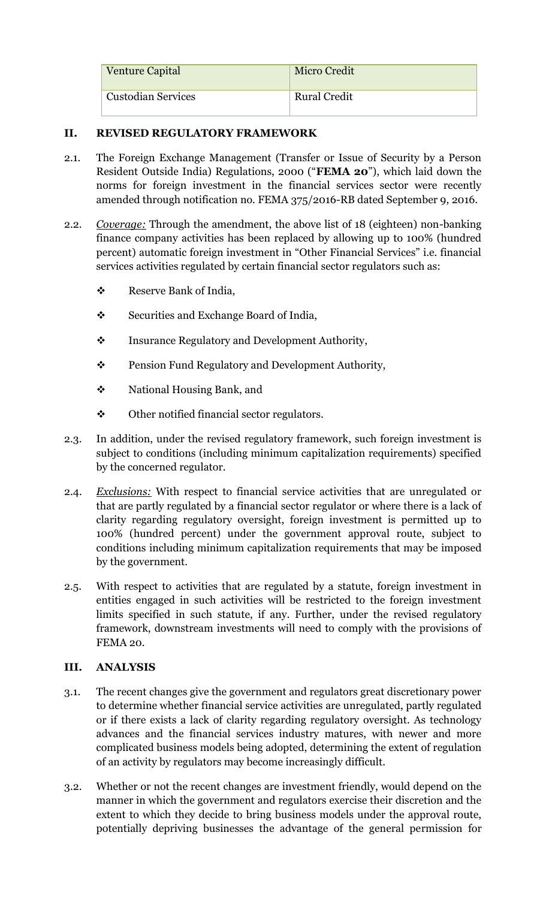| Venture Capital | Micro Credit |
|---|---|
| Custodian Services | Rural Credit |

## II. REVISED REGULATORY FRAMEWORK

2.1. The Foreign Exchange Management (Transfer or Issue of Security by a Person Resident Outside India) Regulations, 2000 ("**FEMA 20**"), which laid down the norms for foreign investment in the financial services sector were recently amended through notification no. FEMA 375/2016-RB dated September 9, 2016.

2.2. *Coverage:* Through the amendment, the above list of 18 (eighteen) non-banking finance company activities has been replaced by allowing up to 100% (hundred percent) automatic foreign investment in "Other Financial Services" i.e. financial services activities regulated by certain financial sector regulators such as:

- Reserve Bank of India,
- Securities and Exchange Board of India,
- Insurance Regulatory and Development Authority,
- Pension Fund Regulatory and Development Authority,
- National Housing Bank, and
- Other notified financial sector regulators.

2.3. In addition, under the revised regulatory framework, such foreign investment is subject to conditions (including minimum capitalization requirements) specified by the concerned regulator.

2.4. *Exclusions:* With respect to financial service activities that are unregulated or that are partly regulated by a financial sector regulator or where there is a lack of clarity regarding regulatory oversight, foreign investment is permitted up to 100% (hundred percent) under the government approval route, subject to conditions including minimum capitalization requirements that may be imposed by the government.

2.5. With respect to activities that are regulated by a statute, foreign investment in entities engaged in such activities will be restricted to the foreign investment limits specified in such statute, if any. Further, under the revised regulatory framework, downstream investments will need to comply with the provisions of FEMA 20.

## III. ANALYSIS

3.1. The recent changes give the government and regulators great discretionary power to determine whether financial service activities are unregulated, partly regulated or if there exists a lack of clarity regarding regulatory oversight. As technology advances and the financial services industry matures, with newer and more complicated business models being adopted, determining the extent of regulation of an activity by regulators may become increasingly difficult.

3.2. Whether or not the recent changes are investment friendly, would depend on the manner in which the government and regulators exercise their discretion and the extent to which they decide to bring business models under the approval route, potentially depriving businesses the advantage of the general permission for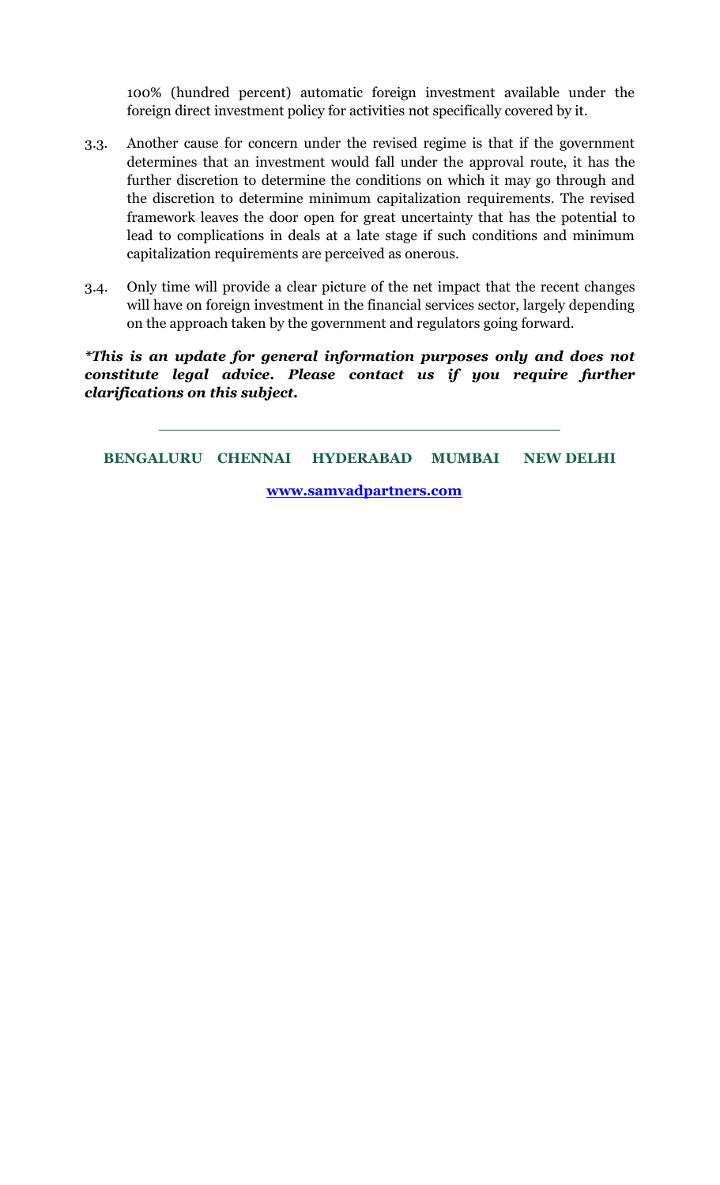100% (hundred percent) automatic foreign investment available under the foreign direct investment policy for activities not specifically covered by it.

3.3. Another cause for concern under the revised regime is that if the government determines that an investment would fall under the approval route, it has the further discretion to determine the conditions on which it may go through and the discretion to determine minimum capitalization requirements. The revised framework leaves the door open for great uncertainty that has the potential to lead to complications in deals at a late stage if such conditions and minimum capitalization requirements are perceived as onerous.

3.4. Only time will provide a clear picture of the net impact that the recent changes will have on foreign investment in the financial services sector, largely depending on the approach taken by the government and regulators going forward.

***This is an update for general information purposes only and does not constitute legal advice. Please contact us if you require further clarifications on this subject.***

---

**BENGALURU CHENNAI HYDERABAD MUMBAI NEW DELHI**

**www.samvadpartners.com**